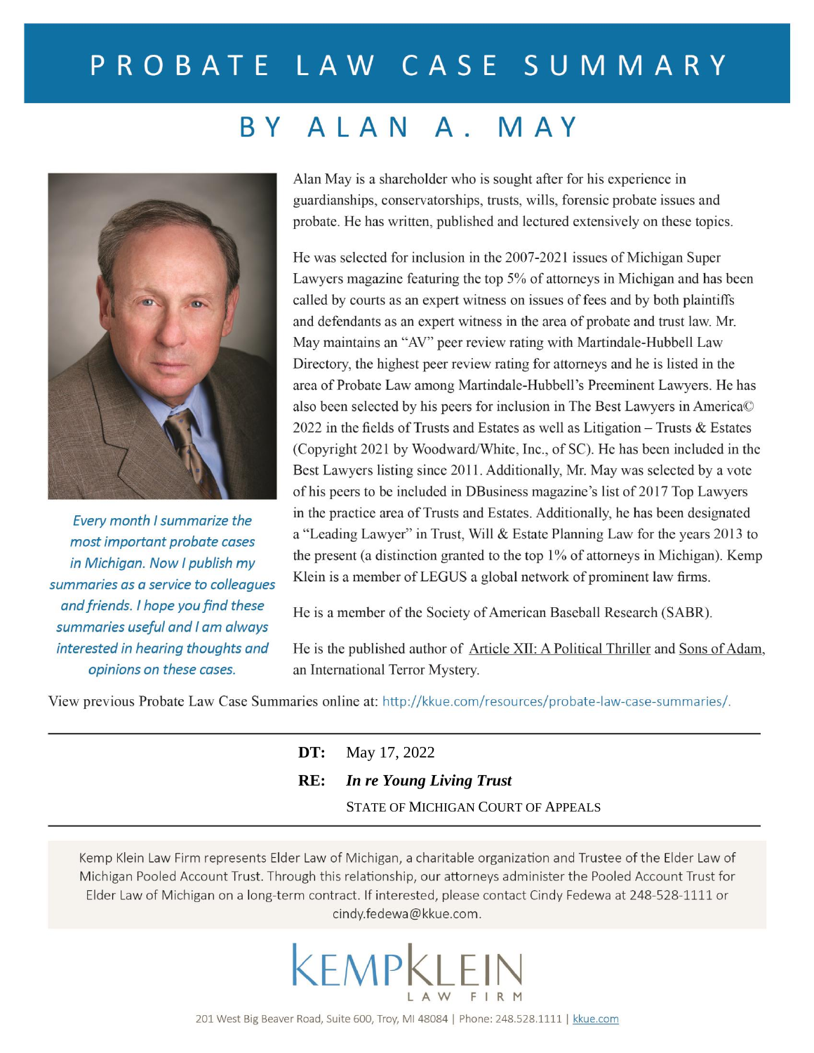# PROBATE LAW CASE SUMMARY

## BY ALAN A. MAY

*Every month I summarize the most important probate cases in Michigan. Now I publish my summaries as a service to colleagues and friends. I hope you find these summaries useful and I am always interested in hearing thoughts and opinions on these cases.*

Alan May is a shareholder who is sought after for his experience in guardianships, conservatorships, trusts, wills, forensic probate issues and probate. He has written, published and lectured extensively on these topics.

He was selected for inclusion in the 2007-2021 issues of Michigan Super Lawyers magazine featuring the top 5% of attorneys in Michigan and has been called by courts as an expert witness on issues of fees and by both plaintiffs and defendants as an expert witness in the area of probate and trust law. Mr. May maintains an "AV" peer review rating with Martindale-Hubbell Law Directory, the highest peer review rating for attorneys and he is listed in the area of Probate Law among Martindale-Hubbell's Preeminent Lawyers. He has also been selected by his peers for inclusion in The Best Lawyers in America© 2022 in the fields of Trusts and Estates as well as Litigation – Trusts & Estates (Copyright 2021 by Woodward/White, Inc., of SC). He has been included in the Best Lawyers listing since 2011. Additionally, Mr. May was selected by a vote of his peers to be included in DBusiness magazine's list of 2017 Top Lawyers in the practice area of Trusts and Estates. Additionally, he has been designated a "Leading Lawyer" in Trust, Will & Estate Planning Law for the years 2013 to the present (a distinction granted to the top 1% of attorneys in Michigan). Kemp Klein is a member of LEGUS a global network of prominent law firms.

He is a member of the Society of American Baseball Research (SABR).

He is the published author of Article XII: A Political Thriller and Sons of Adam, an International Terror Mystery.

View previous Probate Law Case Summaries online at: http://kkue.com/resources/probate-law-case-summaries/.

---

**DT:** May 17, 2022

**RE:** ***In re Young Living Trust***

STATE OF MICHIGAN COURT OF APPEALS

---

Kemp Klein Law Firm represents Elder Law of Michigan, a charitable organization and Trustee of the Elder Law of Michigan Pooled Account Trust. Through this relationship, our attorneys administer the Pooled Account Trust for Elder Law of Michigan on a long-term contract. If interested, please contact Cindy Fedewa at 248-528-1111 or cindy.fedewa@kkue.com.

KEMPKLEIN LAW FIRM

201 West Big Beaver Road, Suite 600, Troy, MI 48084 | Phone: 248.528.1111 | kkue.com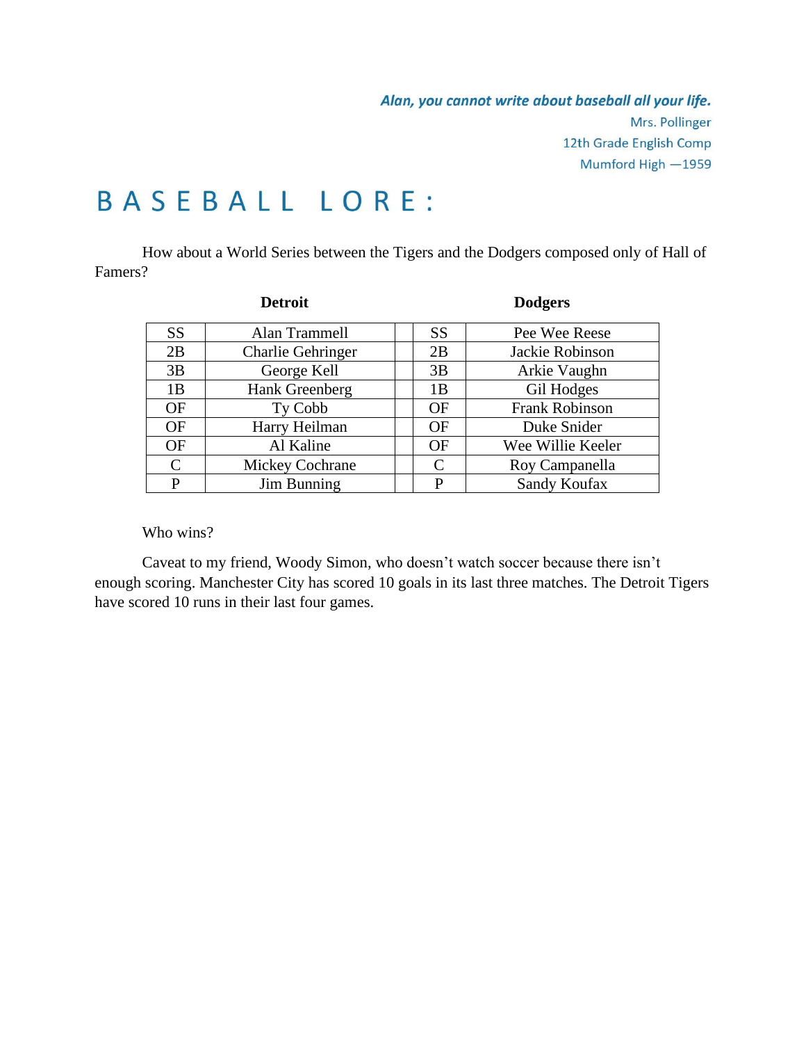*Alan, you cannot write about baseball all your life.*

Mrs. Pollinger
12th Grade English Comp
Mumford High —1959

# BASEBALL LORE:

How about a World Series between the Tigers and the Dodgers composed only of Hall of Famers?

| | Detroit | | | Dodgers |
|---|---|---|---|---|
| SS | Alan Trammell | | SS | Pee Wee Reese |
| 2B | Charlie Gehringer | | 2B | Jackie Robinson |
| 3B | George Kell | | 3B | Arkie Vaughn |
| 1B | Hank Greenberg | | 1B | Gil Hodges |
| OF | Ty Cobb | | OF | Frank Robinson |
| OF | Harry Heilman | | OF | Duke Snider |
| OF | Al Kaline | | OF | Wee Willie Keeler |
| C | Mickey Cochrane | | C | Roy Campanella |
| P | Jim Bunning | | P | Sandy Koufax |

Who wins?

Caveat to my friend, Woody Simon, who doesn't watch soccer because there isn't enough scoring. Manchester City has scored 10 goals in its last three matches. The Detroit Tigers have scored 10 runs in their last four games.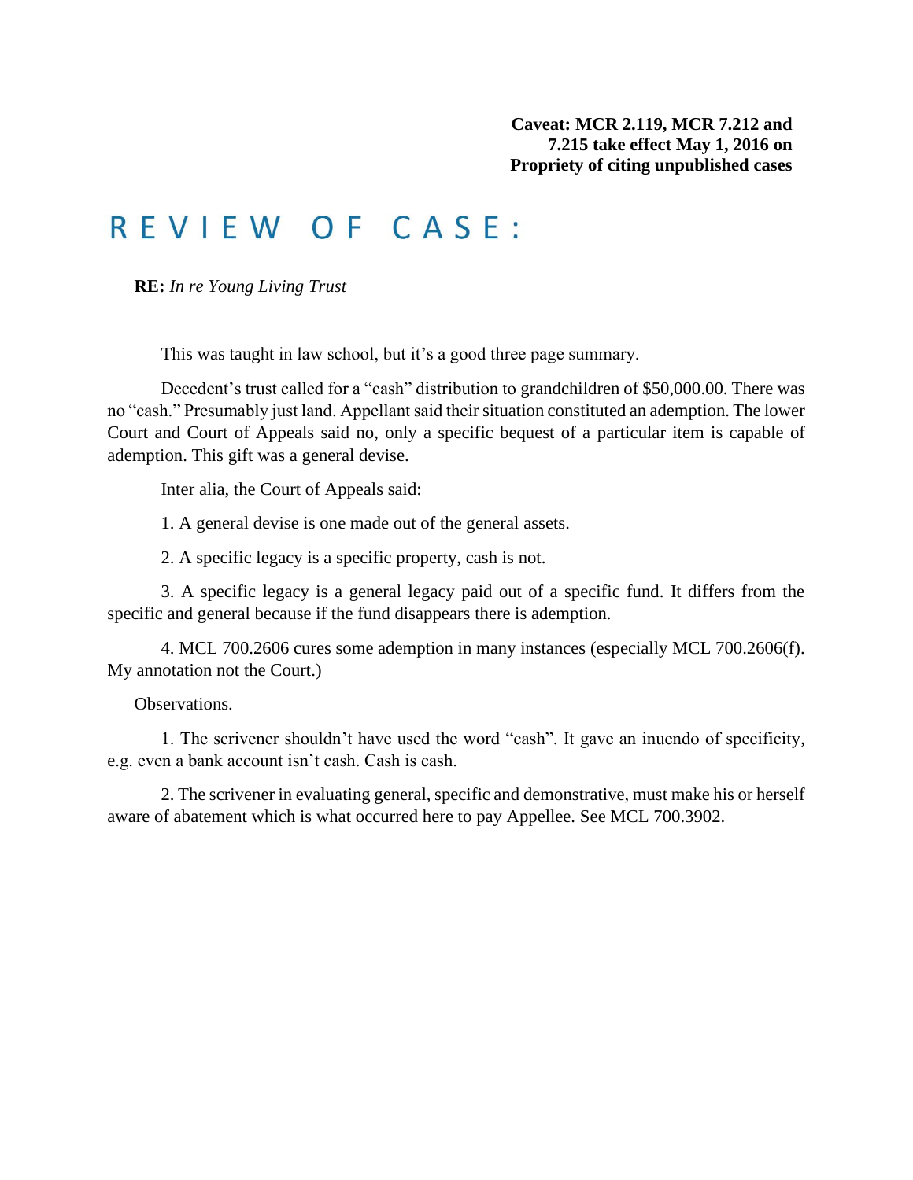**Caveat: MCR 2.119, MCR 7.212 and 7.215 take effect May 1, 2016 on Propriety of citing unpublished cases**

# REVIEW OF CASE:

**RE:** *In re Young Living Trust*

This was taught in law school, but it's a good three page summary.

Decedent's trust called for a "cash" distribution to grandchildren of $50,000.00. There was no "cash." Presumably just land. Appellant said their situation constituted an ademption. The lower Court and Court of Appeals said no, only a specific bequest of a particular item is capable of ademption. This gift was a general devise.

Inter alia, the Court of Appeals said:

1. A general devise is one made out of the general assets.

2. A specific legacy is a specific property, cash is not.

3. A specific legacy is a general legacy paid out of a specific fund. It differs from the specific and general because if the fund disappears there is ademption.

4. MCL 700.2606 cures some ademption in many instances (especially MCL 700.2606(f). My annotation not the Court.)

Observations.

1. The scrivener shouldn't have used the word "cash". It gave an inuendo of specificity, e.g. even a bank account isn't cash. Cash is cash.

2. The scrivener in evaluating general, specific and demonstrative, must make his or herself aware of abatement which is what occurred here to pay Appellee. See MCL 700.3902.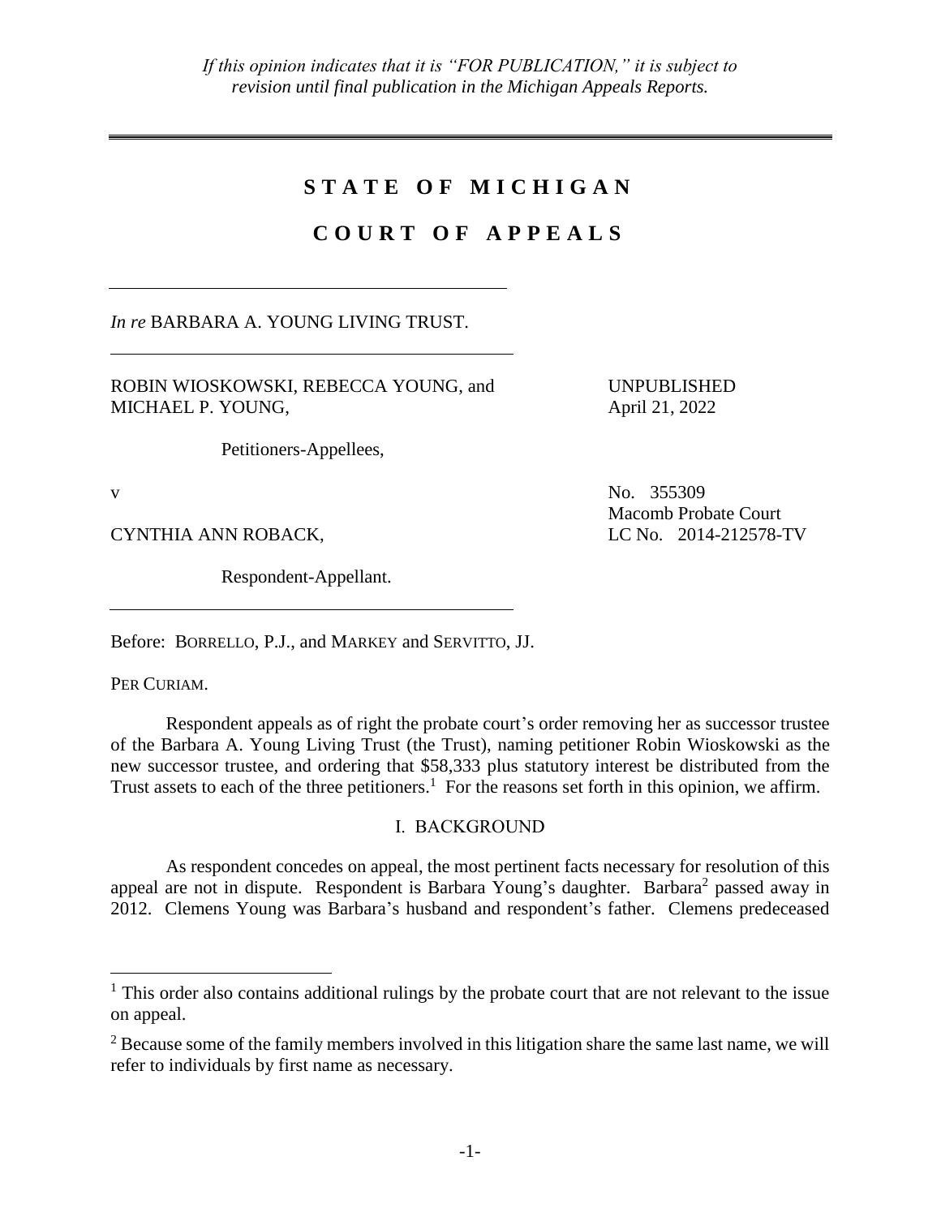*If this opinion indicates that it is "FOR PUBLICATION," it is subject to revision until final publication in the Michigan Appeals Reports.*

---

# STATE OF MICHIGAN

# COURT OF APPEALS

---

*In re* BARBARA A. YOUNG LIVING TRUST.

---

ROBIN WIOSKOWSKI, REBECCA YOUNG, and MICHAEL P. YOUNG,

Petitioners-Appellees,

v

CYNTHIA ANN ROBACK,

Respondent-Appellant.

UNPUBLISHED
April 21, 2022

No. 355309
Macomb Probate Court
LC No. 2014-212578-TV

---

Before: BORRELLO, P.J., and MARKEY and SERVITTO, JJ.

PER CURIAM.

Respondent appeals as of right the probate court's order removing her as successor trustee of the Barbara A. Young Living Trust (the Trust), naming petitioner Robin Wioskowski as the new successor trustee, and ordering that $58,333 plus statutory interest be distributed from the Trust assets to each of the three petitioners.[1] For the reasons set forth in this opinion, we affirm.

## I. BACKGROUND

As respondent concedes on appeal, the most pertinent facts necessary for resolution of this appeal are not in dispute. Respondent is Barbara Young's daughter. Barbara[2] passed away in 2012. Clemens Young was Barbara's husband and respondent's father. Clemens predeceased

---

[1] This order also contains additional rulings by the probate court that are not relevant to the issue on appeal.

[2] Because some of the family members involved in this litigation share the same last name, we will refer to individuals by first name as necessary.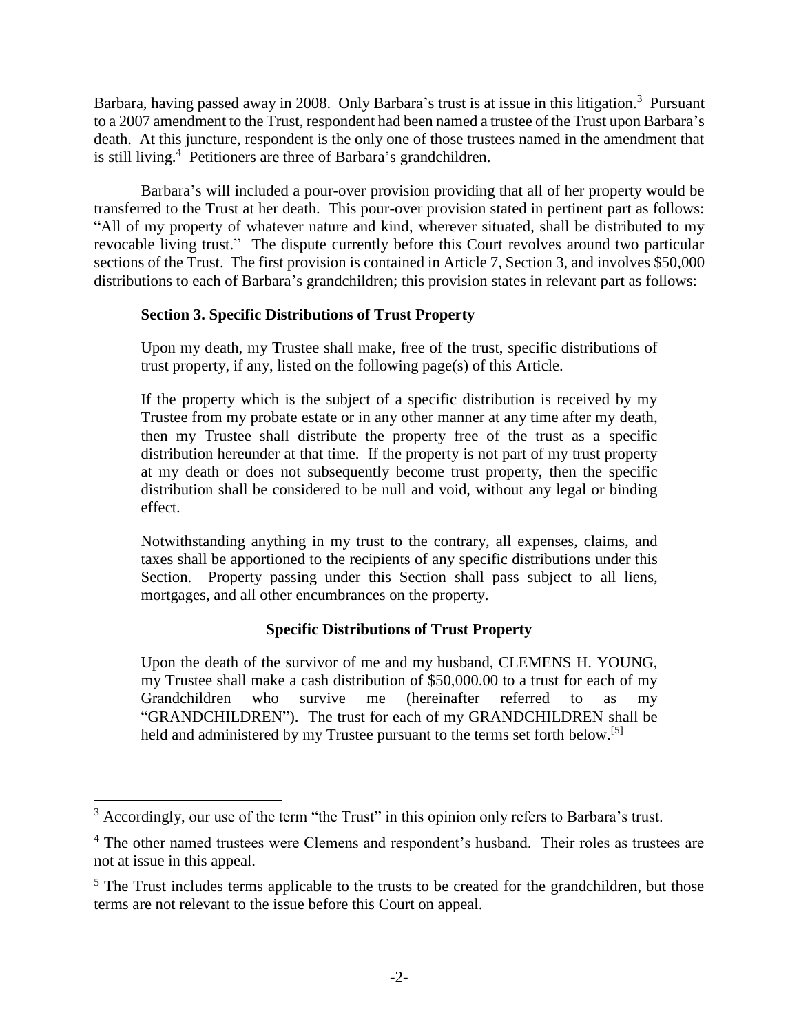Barbara, having passed away in 2008. Only Barbara's trust is at issue in this litigation.[3] Pursuant to a 2007 amendment to the Trust, respondent had been named a trustee of the Trust upon Barbara's death. At this juncture, respondent is the only one of those trustees named in the amendment that is still living.[4] Petitioners are three of Barbara's grandchildren.

Barbara's will included a pour-over provision providing that all of her property would be transferred to the Trust at her death. This pour-over provision stated in pertinent part as follows: "All of my property of whatever nature and kind, wherever situated, shall be distributed to my revocable living trust." The dispute currently before this Court revolves around two particular sections of the Trust. The first provision is contained in Article 7, Section 3, and involves $50,000 distributions to each of Barbara's grandchildren; this provision states in relevant part as follows:

> **Section 3. Specific Distributions of Trust Property**
>
> Upon my death, my Trustee shall make, free of the trust, specific distributions of trust property, if any, listed on the following page(s) of this Article.
>
> If the property which is the subject of a specific distribution is received by my Trustee from my probate estate or in any other manner at any time after my death, then my Trustee shall distribute the property free of the trust as a specific distribution hereunder at that time. If the property is not part of my trust property at my death or does not subsequently become trust property, then the specific distribution shall be considered to be null and void, without any legal or binding effect.
>
> Notwithstanding anything in my trust to the contrary, all expenses, claims, and taxes shall be apportioned to the recipients of any specific distributions under this Section. Property passing under this Section shall pass subject to all liens, mortgages, and all other encumbrances on the property.
>
> **Specific Distributions of Trust Property**
>
> Upon the death of the survivor of me and my husband, CLEMENS H. YOUNG, my Trustee shall make a cash distribution of $50,000.00 to a trust for each of my Grandchildren who survive me (hereinafter referred to as my "GRANDCHILDREN"). The trust for each of my GRANDCHILDREN shall be held and administered by my Trustee pursuant to the terms set forth below.[5]

---

[3] Accordingly, our use of the term "the Trust" in this opinion only refers to Barbara's trust.

[4] The other named trustees were Clemens and respondent's husband. Their roles as trustees are not at issue in this appeal.

[5] The Trust includes terms applicable to the trusts to be created for the grandchildren, but those terms are not relevant to the issue before this Court on appeal.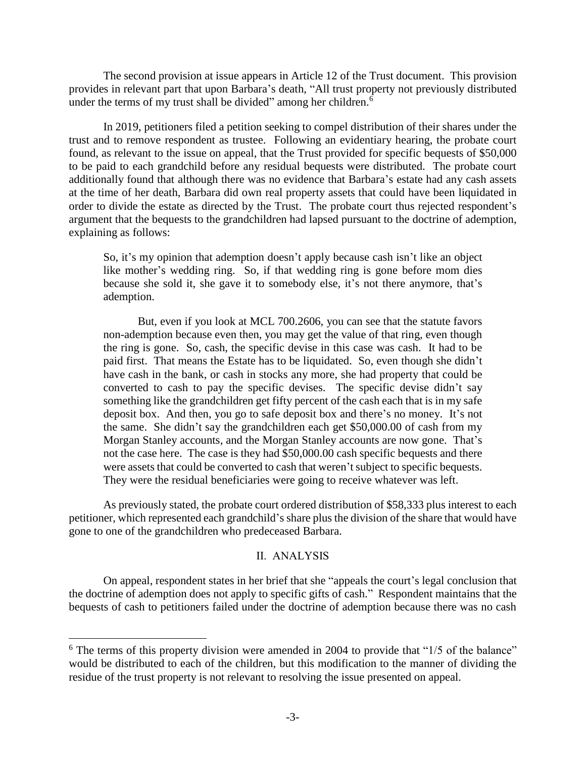The second provision at issue appears in Article 12 of the Trust document. This provision provides in relevant part that upon Barbara's death, "All trust property not previously distributed under the terms of my trust shall be divided" among her children.[6]

In 2019, petitioners filed a petition seeking to compel distribution of their shares under the trust and to remove respondent as trustee. Following an evidentiary hearing, the probate court found, as relevant to the issue on appeal, that the Trust provided for specific bequests of $50,000 to be paid to each grandchild before any residual bequests were distributed. The probate court additionally found that although there was no evidence that Barbara's estate had any cash assets at the time of her death, Barbara did own real property assets that could have been liquidated in order to divide the estate as directed by the Trust. The probate court thus rejected respondent's argument that the bequests to the grandchildren had lapsed pursuant to the doctrine of ademption, explaining as follows:

> So, it's my opinion that ademption doesn't apply because cash isn't like an object like mother's wedding ring. So, if that wedding ring is gone before mom dies because she sold it, she gave it to somebody else, it's not there anymore, that's ademption.
>
> But, even if you look at MCL 700.2606, you can see that the statute favors non-ademption because even then, you may get the value of that ring, even though the ring is gone. So, cash, the specific devise in this case was cash. It had to be paid first. That means the Estate has to be liquidated. So, even though she didn't have cash in the bank, or cash in stocks any more, she had property that could be converted to cash to pay the specific devises. The specific devise didn't say something like the grandchildren get fifty percent of the cash each that is in my safe deposit box. And then, you go to safe deposit box and there's no money. It's not the same. She didn't say the grandchildren each get $50,000.00 of cash from my Morgan Stanley accounts, and the Morgan Stanley accounts are now gone. That's not the case here. The case is they had $50,000.00 cash specific bequests and there were assets that could be converted to cash that weren't subject to specific bequests. They were the residual beneficiaries were going to receive whatever was left.

As previously stated, the probate court ordered distribution of $58,333 plus interest to each petitioner, which represented each grandchild's share plus the division of the share that would have gone to one of the grandchildren who predeceased Barbara.

## II. ANALYSIS

On appeal, respondent states in her brief that she "appeals the court's legal conclusion that the doctrine of ademption does not apply to specific gifts of cash." Respondent maintains that the bequests of cash to petitioners failed under the doctrine of ademption because there was no cash

---

[6] The terms of this property division were amended in 2004 to provide that "1/5 of the balance" would be distributed to each of the children, but this modification to the manner of dividing the residue of the trust property is not relevant to resolving the issue presented on appeal.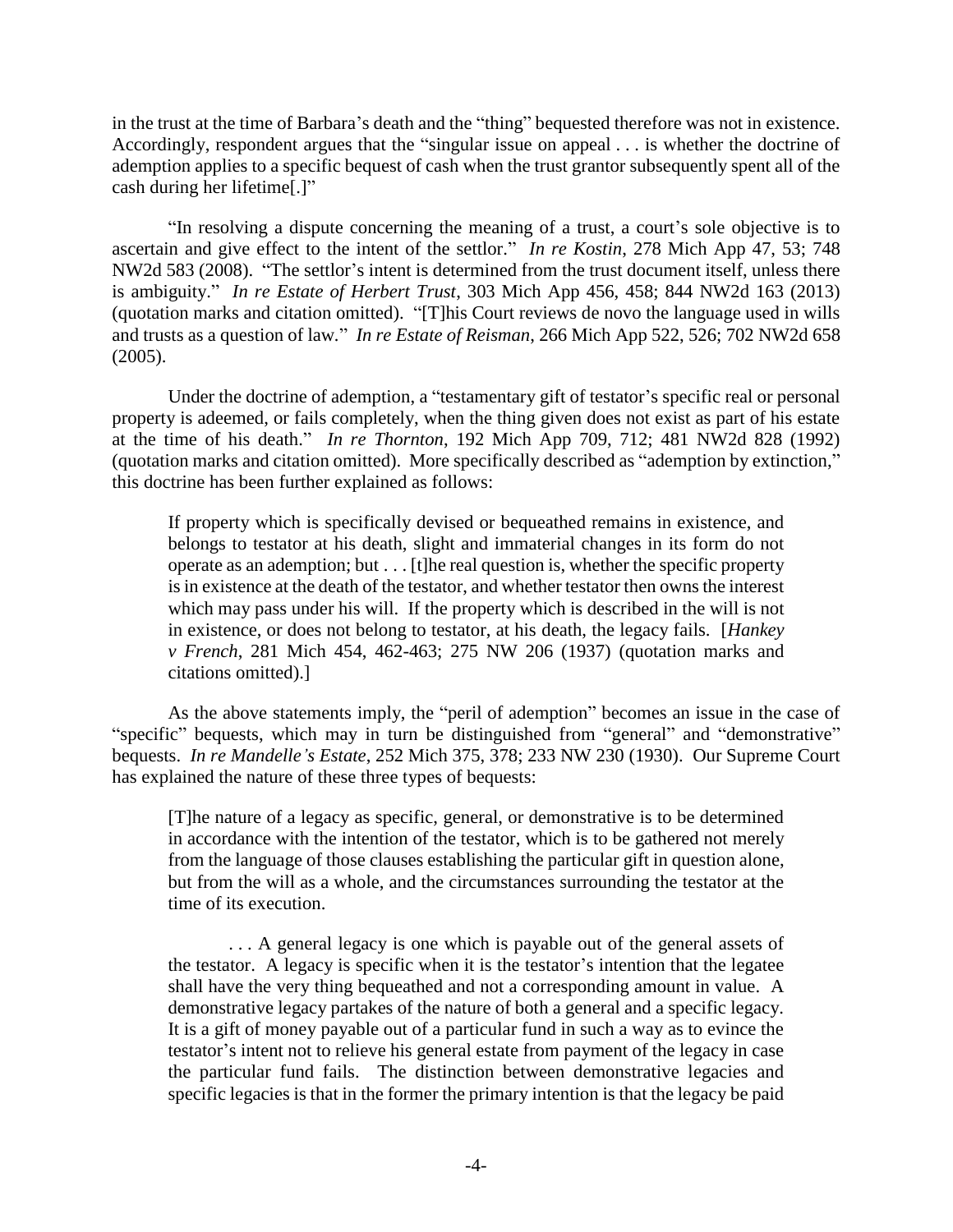in the trust at the time of Barbara's death and the "thing" bequested therefore was not in existence. Accordingly, respondent argues that the "singular issue on appeal . . . is whether the doctrine of ademption applies to a specific bequest of cash when the trust grantor subsequently spent all of the cash during her lifetime[.]"

"In resolving a dispute concerning the meaning of a trust, a court's sole objective is to ascertain and give effect to the intent of the settlor." *In re Kostin*, 278 Mich App 47, 53; 748 NW2d 583 (2008). "The settlor's intent is determined from the trust document itself, unless there is ambiguity." *In re Estate of Herbert Trust*, 303 Mich App 456, 458; 844 NW2d 163 (2013) (quotation marks and citation omitted). "[T]his Court reviews de novo the language used in wills and trusts as a question of law." *In re Estate of Reisman*, 266 Mich App 522, 526; 702 NW2d 658 (2005).

Under the doctrine of ademption, a "testamentary gift of testator's specific real or personal property is adeemed, or fails completely, when the thing given does not exist as part of his estate at the time of his death." *In re Thornton*, 192 Mich App 709, 712; 481 NW2d 828 (1992) (quotation marks and citation omitted). More specifically described as "ademption by extinction," this doctrine has been further explained as follows:

> If property which is specifically devised or bequeathed remains in existence, and belongs to testator at his death, slight and immaterial changes in its form do not operate as an ademption; but . . . [t]he real question is, whether the specific property is in existence at the death of the testator, and whether testator then owns the interest which may pass under his will. If the property which is described in the will is not in existence, or does not belong to testator, at his death, the legacy fails. [*Hankey v French*, 281 Mich 454, 462-463; 275 NW 206 (1937) (quotation marks and citations omitted).]

As the above statements imply, the "peril of ademption" becomes an issue in the case of "specific" bequests, which may in turn be distinguished from "general" and "demonstrative" bequests. *In re Mandelle's Estate*, 252 Mich 375, 378; 233 NW 230 (1930). Our Supreme Court has explained the nature of these three types of bequests:

> [T]he nature of a legacy as specific, general, or demonstrative is to be determined in accordance with the intention of the testator, which is to be gathered not merely from the language of those clauses establishing the particular gift in question alone, but from the will as a whole, and the circumstances surrounding the testator at the time of its execution.
>
> . . . A general legacy is one which is payable out of the general assets of the testator. A legacy is specific when it is the testator's intention that the legatee shall have the very thing bequeathed and not a corresponding amount in value. A demonstrative legacy partakes of the nature of both a general and a specific legacy. It is a gift of money payable out of a particular fund in such a way as to evince the testator's intent not to relieve his general estate from payment of the legacy in case the particular fund fails. The distinction between demonstrative legacies and specific legacies is that in the former the primary intention is that the legacy be paid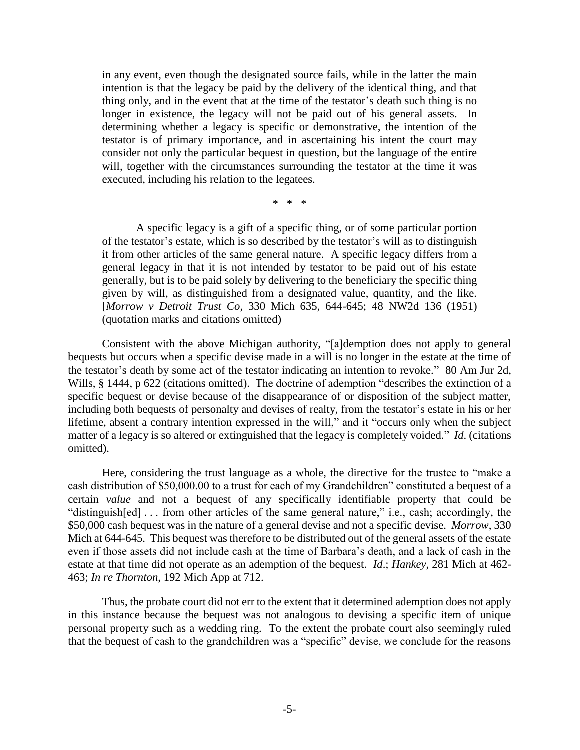in any event, even though the designated source fails, while in the latter the main intention is that the legacy be paid by the delivery of the identical thing, and that thing only, and in the event that at the time of the testator's death such thing is no longer in existence, the legacy will not be paid out of his general assets. In determining whether a legacy is specific or demonstrative, the intention of the testator is of primary importance, and in ascertaining his intent the court may consider not only the particular bequest in question, but the language of the entire will, together with the circumstances surrounding the testator at the time it was executed, including his relation to the legatees.

\* \* \*

A specific legacy is a gift of a specific thing, or of some particular portion of the testator's estate, which is so described by the testator's will as to distinguish it from other articles of the same general nature. A specific legacy differs from a general legacy in that it is not intended by testator to be paid out of his estate generally, but is to be paid solely by delivering to the beneficiary the specific thing given by will, as distinguished from a designated value, quantity, and the like. [*Morrow v Detroit Trust Co*, 330 Mich 635, 644-645; 48 NW2d 136 (1951) (quotation marks and citations omitted)

Consistent with the above Michigan authority, "[a]demption does not apply to general bequests but occurs when a specific devise made in a will is no longer in the estate at the time of the testator's death by some act of the testator indicating an intention to revoke." 80 Am Jur 2d, Wills, § 1444, p 622 (citations omitted). The doctrine of ademption "describes the extinction of a specific bequest or devise because of the disappearance of or disposition of the subject matter, including both bequests of personalty and devises of realty, from the testator's estate in his or her lifetime, absent a contrary intention expressed in the will," and it "occurs only when the subject matter of a legacy is so altered or extinguished that the legacy is completely voided." *Id*. (citations omitted).

Here, considering the trust language as a whole, the directive for the trustee to "make a cash distribution of $50,000.00 to a trust for each of my Grandchildren" constituted a bequest of a certain *value* and not a bequest of any specifically identifiable property that could be "distinguish[ed] . . . from other articles of the same general nature," i.e., cash; accordingly, the $50,000 cash bequest was in the nature of a general devise and not a specific devise. *Morrow*, 330 Mich at 644-645. This bequest was therefore to be distributed out of the general assets of the estate even if those assets did not include cash at the time of Barbara's death, and a lack of cash in the estate at that time did not operate as an ademption of the bequest. *Id*.; *Hankey*, 281 Mich at 462-463; *In re Thornton*, 192 Mich App at 712.

Thus, the probate court did not err to the extent that it determined ademption does not apply in this instance because the bequest was not analogous to devising a specific item of unique personal property such as a wedding ring. To the extent the probate court also seemingly ruled that the bequest of cash to the grandchildren was a "specific" devise, we conclude for the reasons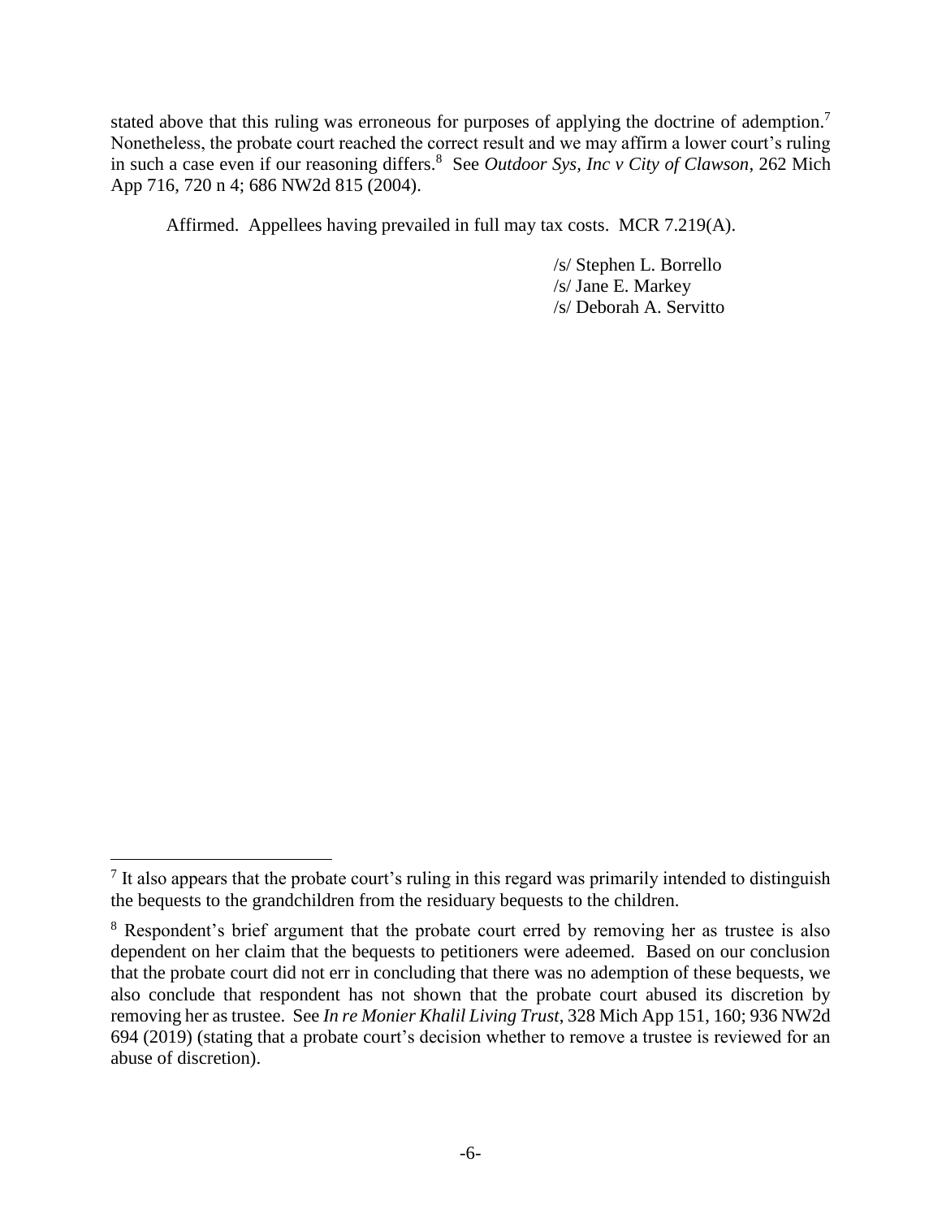stated above that this ruling was erroneous for purposes of applying the doctrine of ademption.[7] Nonetheless, the probate court reached the correct result and we may affirm a lower court's ruling in such a case even if our reasoning differs.[8] See *Outdoor Sys, Inc v City of Clawson*, 262 Mich App 716, 720 n 4; 686 NW2d 815 (2004).

Affirmed. Appellees having prevailed in full may tax costs. MCR 7.219(A).

/s/ Stephen L. Borrello
/s/ Jane E. Markey
/s/ Deborah A. Servitto

---

[7] It also appears that the probate court's ruling in this regard was primarily intended to distinguish the bequests to the grandchildren from the residuary bequests to the children.

[8] Respondent's brief argument that the probate court erred by removing her as trustee is also dependent on her claim that the bequests to petitioners were adeemed. Based on our conclusion that the probate court did not err in concluding that there was no ademption of these bequests, we also conclude that respondent has not shown that the probate court abused its discretion by removing her as trustee. See *In re Monier Khalil Living Trust*, 328 Mich App 151, 160; 936 NW2d 694 (2019) (stating that a probate court's decision whether to remove a trustee is reviewed for an abuse of discretion).